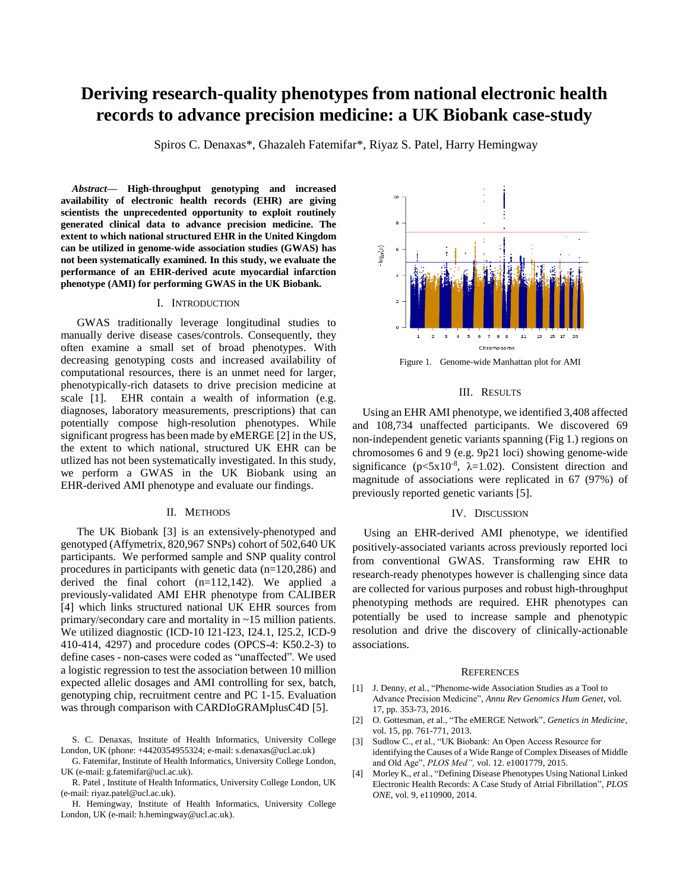# Deriving research-quality phenotypes from national electronic health records to advance precision medicine: a UK Biobank case-study

Spiros C. Denaxas*, Ghazaleh Fatemifar*, Riyaz S. Patel, Harry Hemingway

***Abstract*— High-throughput genotyping and increased availability of electronic health records (EHR) are giving scientists the unprecedented opportunity to exploit routinely generated clinical data to advance precision medicine. The extent to which national structured EHR in the United Kingdom can be utilized in genome-wide association studies (GWAS) has not been systematically examined. In this study, we evaluate the performance of an EHR-derived acute myocardial infarction phenotype (AMI) for performing GWAS in the UK Biobank.**

## I. Introduction

GWAS traditionally leverage longitudinal studies to manually derive disease cases/controls. Consequently, they often examine a small set of broad phenotypes. With decreasing genotyping costs and increased availability of computational resources, there is an unmet need for larger, phenotypically-rich datasets to drive precision medicine at scale [1]. EHR contain a wealth of information (e.g. diagnoses, laboratory measurements, prescriptions) that can potentially compose high-resolution phenotypes. While significant progress has been made by eMERGE [2] in the US, the extent to which national, structured UK EHR can be utlized has not been systematically investigated. In this study, we perform a GWAS in the UK Biobank using an EHR-derived AMI phenotype and evaluate our findings.

## II. Methods

The UK Biobank [3] is an extensively-phenotyped and genotyped (Affymetrix, 820,967 SNPs) cohort of 502,640 UK participants. We performed sample and SNP quality control procedures in participants with genetic data (n=120,286) and derived the final cohort (n=112,142). We applied a previously-validated AMI EHR phenotype from CALIBER [4] which links structured national UK EHR sources from primary/secondary care and mortality in ~15 million patients. We utilized diagnostic (ICD-10 I21-I23, I24.1, I25.2, ICD-9 410-414, 4297) and procedure codes (OPCS-4: K50.2-3) to define cases - non-cases were coded as "unaffected". We used a logistic regression to test the association between 10 million expected allelic dosages and AMI controlling for sex, batch, genotyping chip, recruitment centre and PC 1-15. Evaluation was through comparison with CARDIoGRAMplusC4D [5].

S. C. Denaxas, Institute of Health Informatics, University College London, UK (phone: +4420354955324; e-mail: s.denaxas@ucl.ac.uk)

G. Fatemifar, Institute of Health Informatics, University College London, UK (e-mail: g.fatemifar@ucl.ac.uk).

R. Patel , Institute of Health Informatics, University College London, UK (e-mail: riyaz.patel@ucl.ac.uk).

H. Hemingway, Institute of Health Informatics, University College London, UK (e-mail: h.hemingway@ucl.ac.uk).

Figure 1. Genome-wide Manhattan plot for AMI

## III. Results

Using an EHR AMI phenotype, we identified 3,408 affected and 108,734 unaffected participants. We discovered 69 non-independent genetic variants spanning (Fig 1.) regions on chromosomes 6 and 9 (e.g. 9p21 loci) showing genome-wide significance ($p<5x10^{-8}$, $\lambda=1.02$). Consistent direction and magnitude of associations were replicated in 67 (97%) of previously reported genetic variants [5].

## IV. Discussion

Using an EHR-derived AMI phenotype, we identified positively-associated variants across previously reported loci from conventional GWAS. Transforming raw EHR to research-ready phenotypes however is challenging since data are collected for various purposes and robust high-throughput phenotyping methods are required. EHR phenotypes can potentially be used to increase sample and phenotypic resolution and drive the discovery of clinically-actionable associations.

## References

[1] J. Denny, *et* al., "Phenome-wide Association Studies as a Tool to Advance Precision Medicine", *Annu Rev Genomics Hum Genet*, vol. 17, pp. 353-73, 2016.

[2] O. Gottesman, *et* al., "The eMERGE Network", *Genetics in Medicine*, vol. 15, pp. 761-771, 2013.

[3] Sudlow C., *et* al., "UK Biobank: An Open Access Resource for identifying the Causes of a Wide Range of Complex Diseases of Middle and Old Age", *PLOS Med",* vol. 12. e1001779, 2015.

[4] Morley K., *et* al., "Defining Disease Phenotypes Using National Linked Electronic Health Records: A Case Study of Atrial Fibrillation", *PLOS ONE*, vol. 9, e110900, 2014.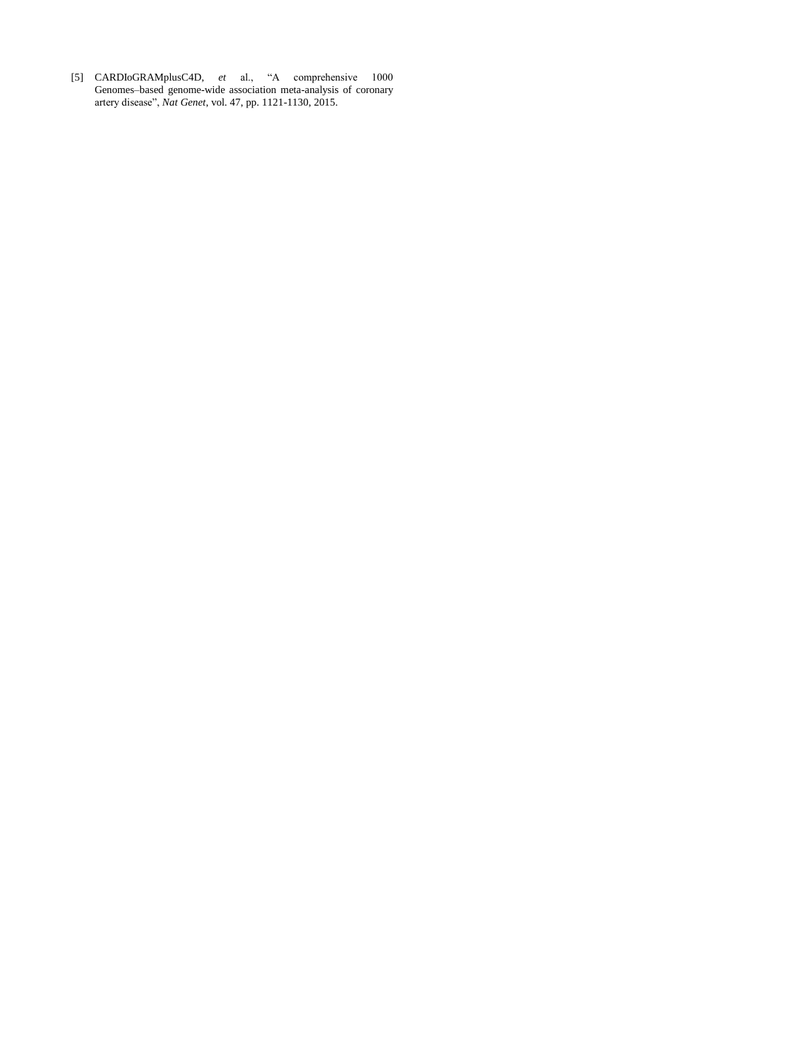[5] CARDIoGRAMplusC4D, *et* al., "A comprehensive 1000 Genomes–based genome-wide association meta-analysis of coronary artery disease", *Nat Genet*, vol. 47, pp. 1121-1130, 2015.